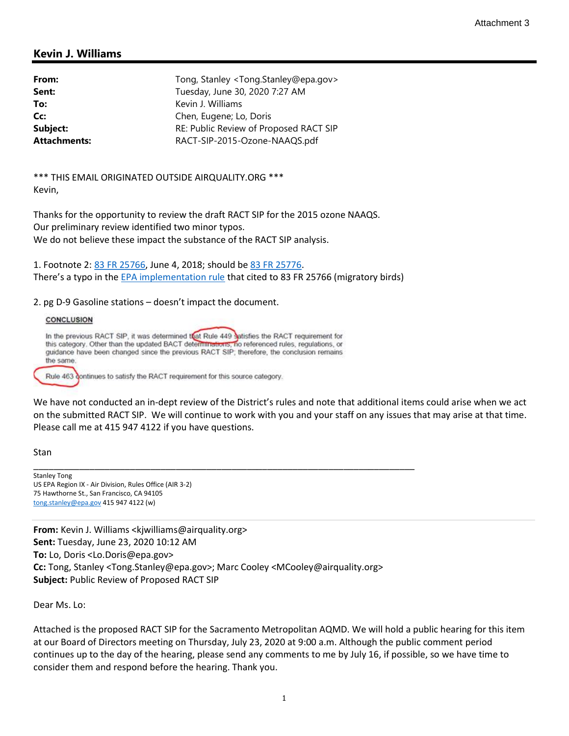Attachment 3

## Kevin J. Williams

| | |
|---|---|
| **From:** | Tong, Stanley <Tong.Stanley@epa.gov> |
| **Sent:** | Tuesday, June 30, 2020 7:27 AM |
| **To:** | Kevin J. Williams |
| **Cc:** | Chen, Eugene; Lo, Doris |
| **Subject:** | RE: Public Review of Proposed RACT SIP |
| **Attachments:** | RACT-SIP-2015-Ozone-NAAQS.pdf |

*** THIS EMAIL ORIGINATED OUTSIDE AIRQUALITY.ORG ***
Kevin,

Thanks for the opportunity to review the draft RACT SIP for the 2015 ozone NAAQS.
Our preliminary review identified two minor typos.
We do not believe these impact the substance of the RACT SIP analysis.

1. Footnote 2: 83 FR 25766, June 4, 2018; should be 83 FR 25776.
There's a typo in the EPA implementation rule that cited to 83 FR 25766 (migratory birds)

2. pg D-9 Gasoline stations – doesn't impact the document.

**CONCLUSION**

In the previous RACT SIP, it was determined that Rule 449 satisfies the RACT requirement for this category. Other than the updated BACT determinations, no referenced rules, regulations, or guidance have been changed since the previous RACT SIP; therefore, the conclusion remains the same.

Rule 463 continues to satisfy the RACT requirement for this source category.

We have not conducted an in-dept review of the District's rules and note that additional items could arise when we act on the submitted RACT SIP. We will continue to work with you and your staff on any issues that may arise at that time. Please call me at 415 947 4122 if you have questions.

Stan

---

Stanley Tong
US EPA Region IX - Air Division, Rules Office (AIR 3-2)
75 Hawthorne St., San Francisco, CA 94105
tong.stanley@epa.gov 415 947 4122 (w)

---

**From:** Kevin J. Williams <kjwilliams@airquality.org>
**Sent:** Tuesday, June 23, 2020 10:12 AM
**To:** Lo, Doris <Lo.Doris@epa.gov>
**Cc:** Tong, Stanley <Tong.Stanley@epa.gov>; Marc Cooley <MCooley@airquality.org>
**Subject:** Public Review of Proposed RACT SIP

Dear Ms. Lo:

Attached is the proposed RACT SIP for the Sacramento Metropolitan AQMD. We will hold a public hearing for this item at our Board of Directors meeting on Thursday, July 23, 2020 at 9:00 a.m. Although the public comment period continues up to the day of the hearing, please send any comments to me by July 16, if possible, so we have time to consider them and respond before the hearing. Thank you.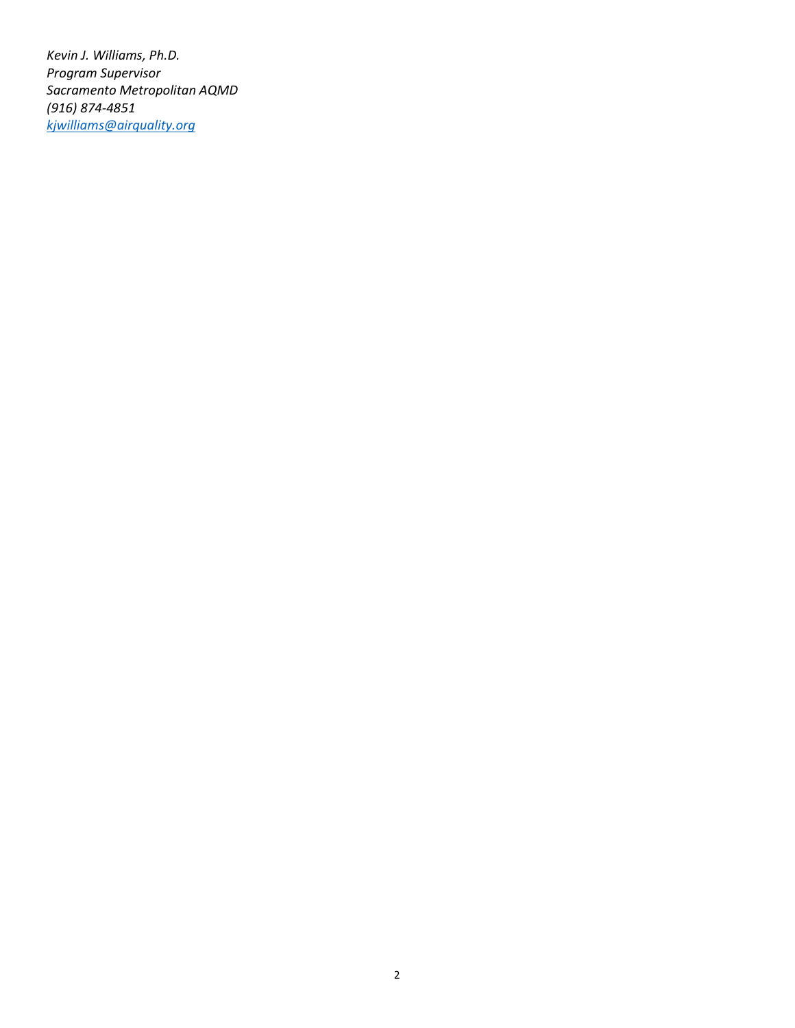*Kevin J. Williams, Ph.D.*
*Program Supervisor*
*Sacramento Metropolitan AQMD*
*(916) 874-4851*
*[kjwilliams@airquality.org](mailto:kjwilliams@airquality.org)*